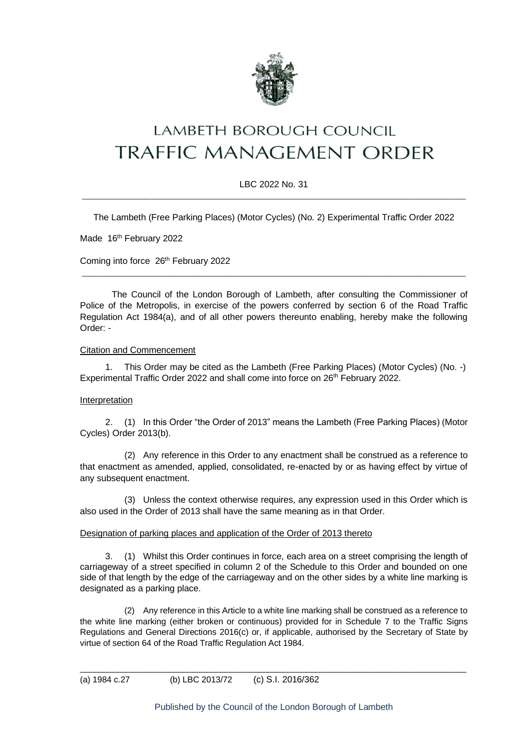# LAMBETH BOROUGH COUNCIL
# TRAFFIC MANAGEMENT ORDER

LBC 2022 No. 31

---

The Lambeth (Free Parking Places) (Motor Cycles) (No. 2) Experimental Traffic Order 2022

Made 16th February 2022

Coming into force 26th February 2022

---

The Council of the London Borough of Lambeth, after consulting the Commissioner of Police of the Metropolis, in exercise of the powers conferred by section 6 of the Road Traffic Regulation Act 1984(a), and of all other powers thereunto enabling, hereby make the following Order: -

Citation and Commencement

1. This Order may be cited as the Lambeth (Free Parking Places) (Motor Cycles) (No. -) Experimental Traffic Order 2022 and shall come into force on 26th February 2022.

Interpretation

2. (1) In this Order "the Order of 2013" means the Lambeth (Free Parking Places) (Motor Cycles) Order 2013(b).

(2) Any reference in this Order to any enactment shall be construed as a reference to that enactment as amended, applied, consolidated, re-enacted by or as having effect by virtue of any subsequent enactment.

(3) Unless the context otherwise requires, any expression used in this Order which is also used in the Order of 2013 shall have the same meaning as in that Order.

Designation of parking places and application of the Order of 2013 thereto

3. (1) Whilst this Order continues in force, each area on a street comprising the length of carriageway of a street specified in column 2 of the Schedule to this Order and bounded on one side of that length by the edge of the carriageway and on the other sides by a white line marking is designated as a parking place.

(2) Any reference in this Article to a white line marking shall be construed as a reference to the white line marking (either broken or continuous) provided for in Schedule 7 to the Traffic Signs Regulations and General Directions 2016(c) or, if applicable, authorised by the Secretary of State by virtue of section 64 of the Road Traffic Regulation Act 1984.

---

(a) 1984 c.27 (b) LBC 2013/72 (c) S.I. 2016/362

Published by the Council of the London Borough of Lambeth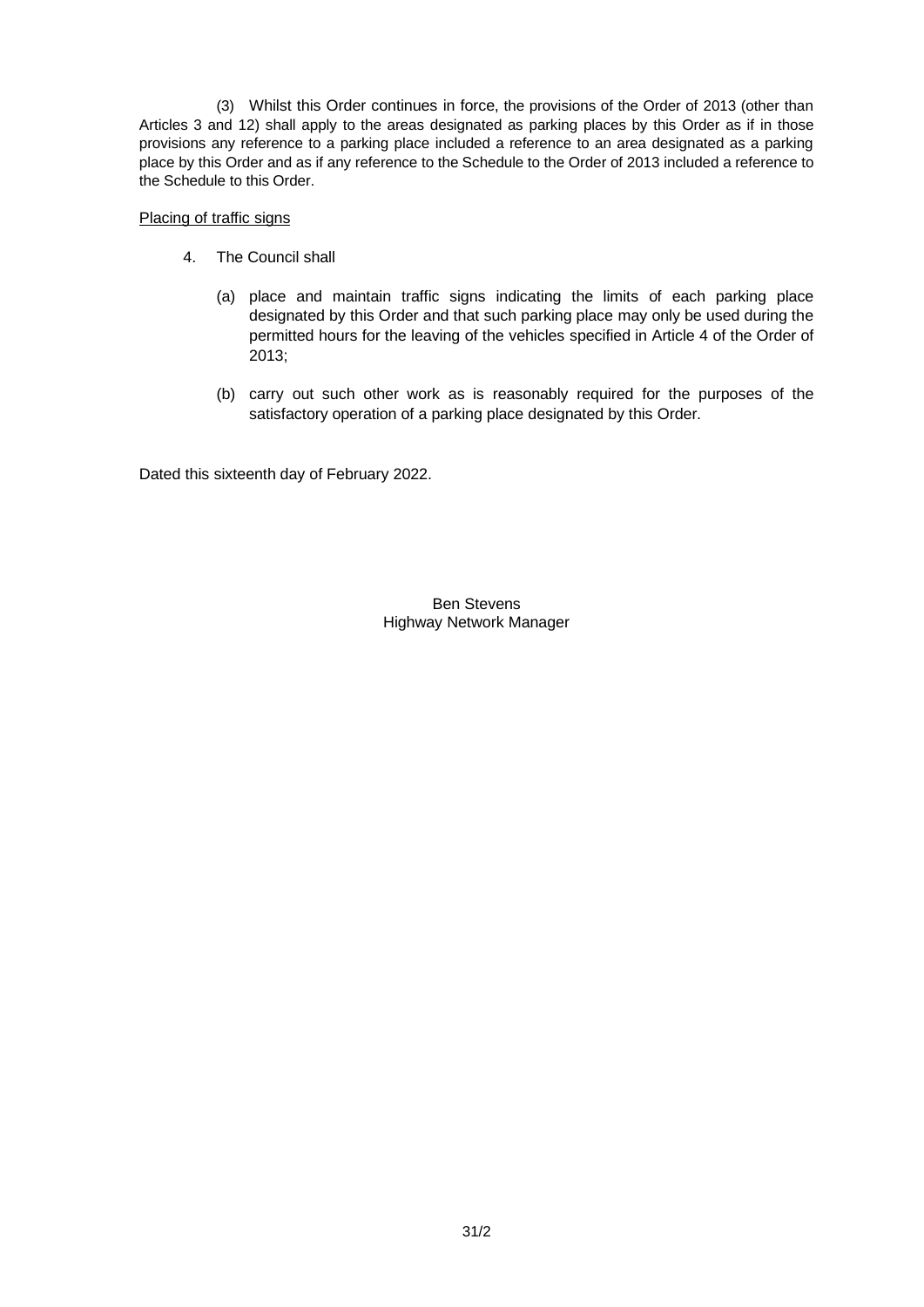(3) Whilst this Order continues in force, the provisions of the Order of 2013 (other than Articles 3 and 12) shall apply to the areas designated as parking places by this Order as if in those provisions any reference to a parking place included a reference to an area designated as a parking place by this Order and as if any reference to the Schedule to the Order of 2013 included a reference to the Schedule to this Order.

<u>Placing of traffic signs</u>

4. The Council shall

   (a) place and maintain traffic signs indicating the limits of each parking place designated by this Order and that such parking place may only be used during the permitted hours for the leaving of the vehicles specified in Article 4 of the Order of 2013;

   (b) carry out such other work as is reasonably required for the purposes of the satisfactory operation of a parking place designated by this Order.

Dated this sixteenth day of February 2022.

Ben Stevens
Highway Network Manager

31/2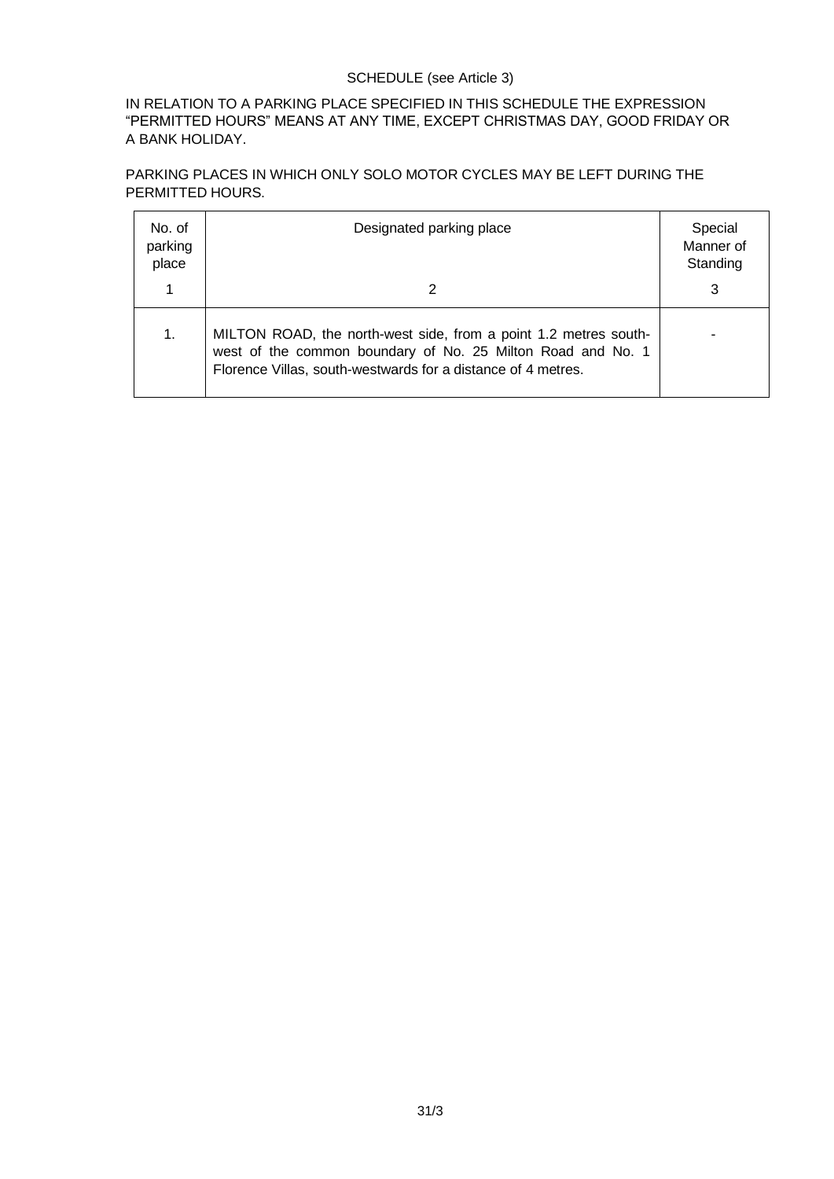SCHEDULE (see Article 3)

IN RELATION TO A PARKING PLACE SPECIFIED IN THIS SCHEDULE THE EXPRESSION "PERMITTED HOURS" MEANS AT ANY TIME, EXCEPT CHRISTMAS DAY, GOOD FRIDAY OR A BANK HOLIDAY.

PARKING PLACES IN WHICH ONLY SOLO MOTOR CYCLES MAY BE LEFT DURING THE PERMITTED HOURS.

| No. of parking place | Designated parking place | Special Manner of Standing |
|---|---|---|
| 1 | 2 | 3 |
| 1. | MILTON ROAD, the north-west side, from a point 1.2 metres south-west of the common boundary of No. 25 Milton Road and No. 1 Florence Villas, south-westwards for a distance of 4 metres. | - |